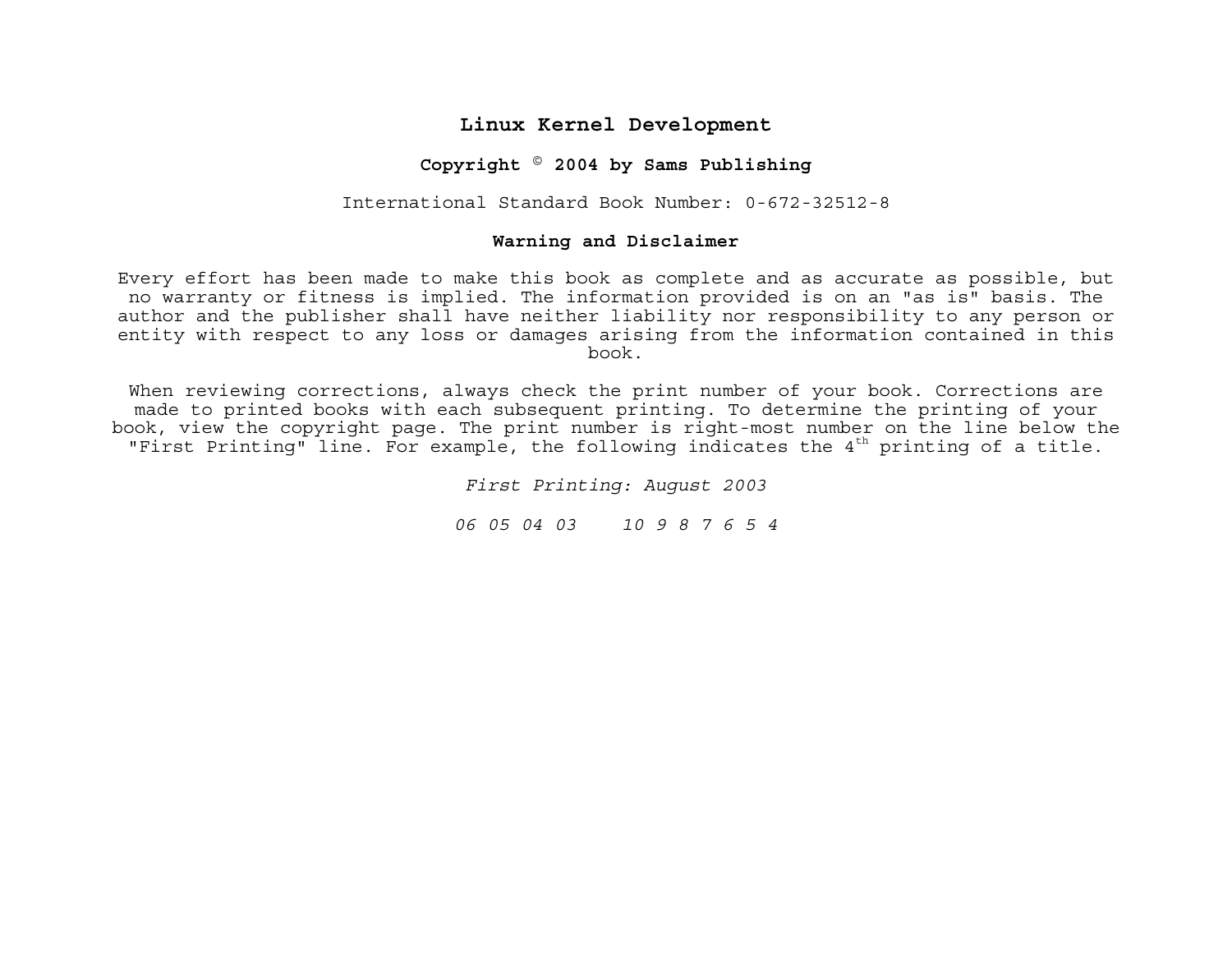# Linux Kernel Development

**Copyright © 2004 by Sams Publishing**

International Standard Book Number: 0-672-32512-8

## Warning and Disclaimer

Every effort has been made to make this book as complete and as accurate as possible, but no warranty or fitness is implied. The information provided is on an "as is" basis. The author and the publisher shall have neither liability nor responsibility to any person or entity with respect to any loss or damages arising from the information contained in this book.

When reviewing corrections, always check the print number of your book. Corrections are made to printed books with each subsequent printing. To determine the printing of your book, view the copyright page. The print number is right-most number on the line below the "First Printing" line. For example, the following indicates the 4th printing of a title.

*First Printing: August 2003*

*06 05 04 03    10 9 8 7 6 5 4*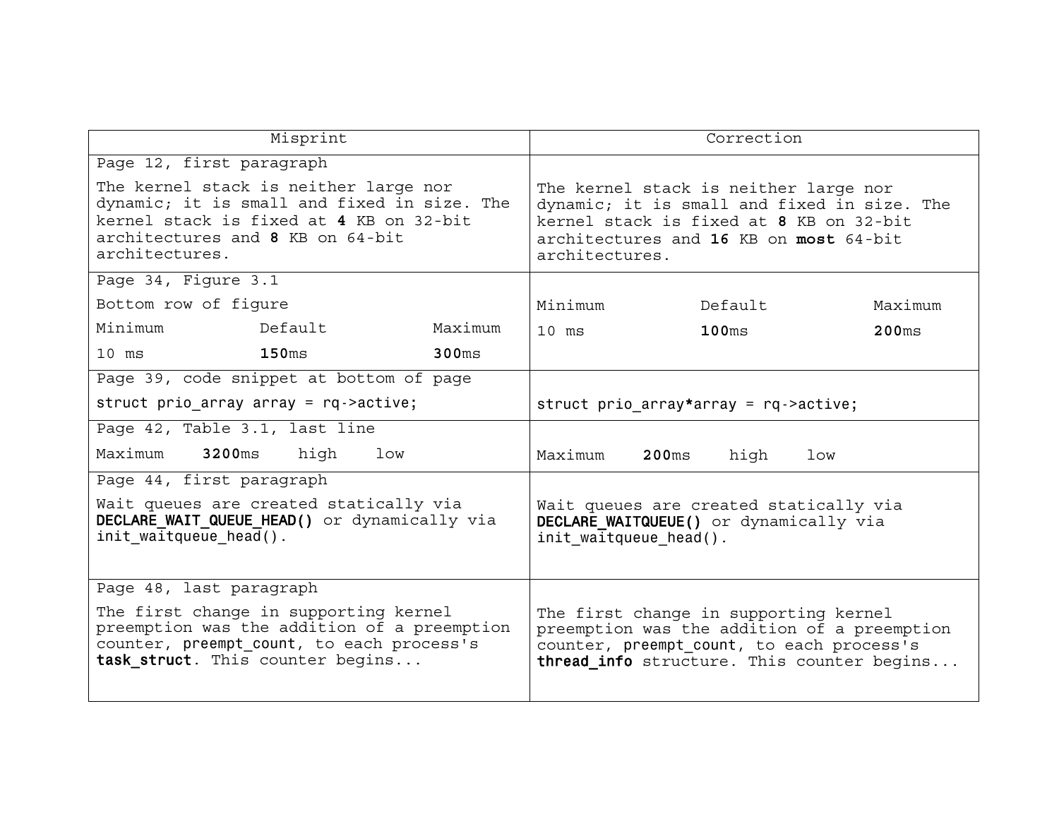| Misprint | Correction |
| --- | --- |
| Page 12, first paragraph<br><br>The kernel stack is neither large nor dynamic; it is small and fixed in size. The kernel stack is fixed at **4** KB on 32-bit architectures and **8** KB on 64-bit architectures. | The kernel stack is neither large nor dynamic; it is small and fixed in size. The kernel stack is fixed at **8** KB on 32-bit architectures and **16** KB on **most** 64-bit architectures. |
| Page 34, Figure 3.1<br><br>Bottom row of figure<br><br>Minimum Default Maximum<br><br>10 ms **150**ms **300**ms | Minimum Default Maximum<br><br>10 ms **100**ms **200**ms |
| Page 39, code snippet at bottom of page<br><br>`struct prio_array array = rq->active;` | `struct prio_array*array = rq->active;` |
| Page 42, Table 3.1, last line<br><br>Maximum **3200**ms high low | Maximum **200**ms high low |
| Page 44, first paragraph<br><br>Wait queues are created statically via **`DECLARE_WAIT_QUEUE_HEAD()`** or dynamically via `init_waitqueue_head()`. | Wait queues are created statically via **`DECLARE_WAITQUEUE()`** or dynamically via `init_waitqueue_head()`. |
| Page 48, last paragraph<br><br>The first change in supporting kernel preemption was the addition of a preemption counter, `preempt_count`, to each process's **`task_struct`**. This counter begins... | The first change in supporting kernel preemption was the addition of a preemption counter, `preempt_count`, to each process's **`thread_info`** structure. This counter begins... |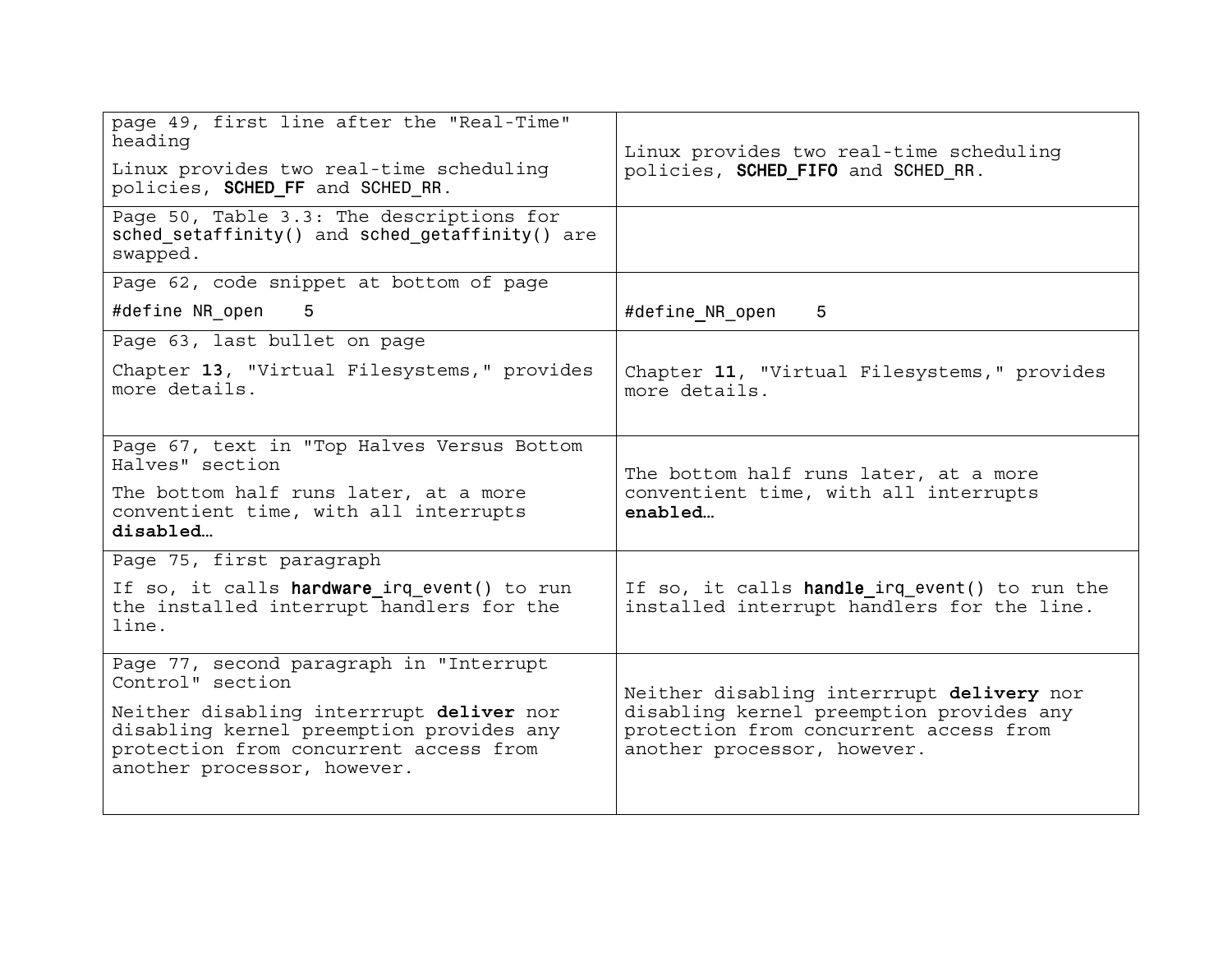| | |
|---|---|
| page 49, first line after the "Real-Time" heading<br><br>Linux provides two real-time scheduling policies, `SCHED_FF` and `SCHED_RR`. | Linux provides two real-time scheduling policies, `SCHED_FIFO` and `SCHED_RR`. |
| Page 50, Table 3.3: The descriptions for `sched_setaffinity()` and `sched_getaffinity()` are swapped. | |
| Page 62, code snippet at bottom of page<br><br>`#define NR_open    5` | `#define_NR_open    5` |
| Page 63, last bullet on page<br><br>Chapter **13**, "Virtual Filesystems," provides more details. | Chapter **11**, "Virtual Filesystems," provides more details. |
| Page 67, text in "Top Halves Versus Bottom Halves" section<br><br>The bottom half runs later, at a more conventient time, with all interrupts **disabled**… | The bottom half runs later, at a more conventient time, with all interrupts **enabled**… |
| Page 75, first paragraph<br><br>If so, it calls `hardware_irq_event()` to run the installed interrupt handlers for the line. | If so, it calls `handle_irq_event()` to run the installed interrupt handlers for the line. |
| Page 77, second paragraph in "Interrupt Control" section<br><br>Neither disabling interrrupt **deliver** nor disabling kernel preemption provides any protection from concurrent access from another processor, however. | Neither disabling interrrupt **delivery** nor disabling kernel preemption provides any protection from concurrent access from another processor, however. |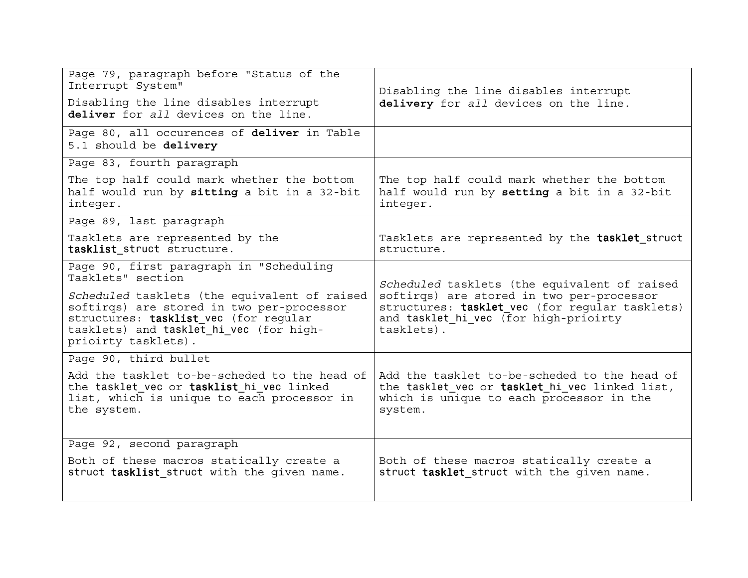| | |
|---|---|
| Page 79, paragraph before "Status of the Interrupt System"<br><br>Disabling the line disables interrupt **deliver** for *all* devices on the line. | Disabling the line disables interrupt **delivery** for *all* devices on the line. |
| Page 80, all occurences of **deliver** in Table 5.1 should be **delivery** | |
| Page 83, fourth paragraph<br><br>The top half could mark whether the bottom half would run by **sitting** a bit in a 32-bit integer. | The top half could mark whether the bottom half would run by **setting** a bit in a 32-bit integer. |
| Page 89, last paragraph<br><br>Tasklets are represented by the **tasklist**_struct structure. | Tasklets are represented by the **tasklet**_struct structure. |
| Page 90, first paragraph in "Scheduling Tasklets" section<br><br>*Scheduled* tasklets (the equivalent of raised softirqs) are stored in two per-processor structures: **tasklist**_vec (for regular tasklets) and tasklet_hi_vec (for high-prioirty tasklets). | *Scheduled* tasklets (the equivalent of raised softirqs) are stored in two per-processor structures: **tasklet**_vec (for regular tasklets) and tasklet_hi_vec (for high-prioirty tasklets). |
| Page 90, third bullet<br><br>Add the tasklet to-be-scheded to the head of the tasklet_vec or **tasklist**_hi_vec linked list, which is unique to each processor in the system. | Add the tasklet to-be-scheded to the head of the tasklet_vec or **tasklet**_hi_vec linked list, which is unique to each processor in the system. |
| Page 92, second paragraph<br><br>Both of these macros statically create a struct **tasklist**_struct with the given name. | Both of these macros statically create a struct **tasklet**_struct with the given name. |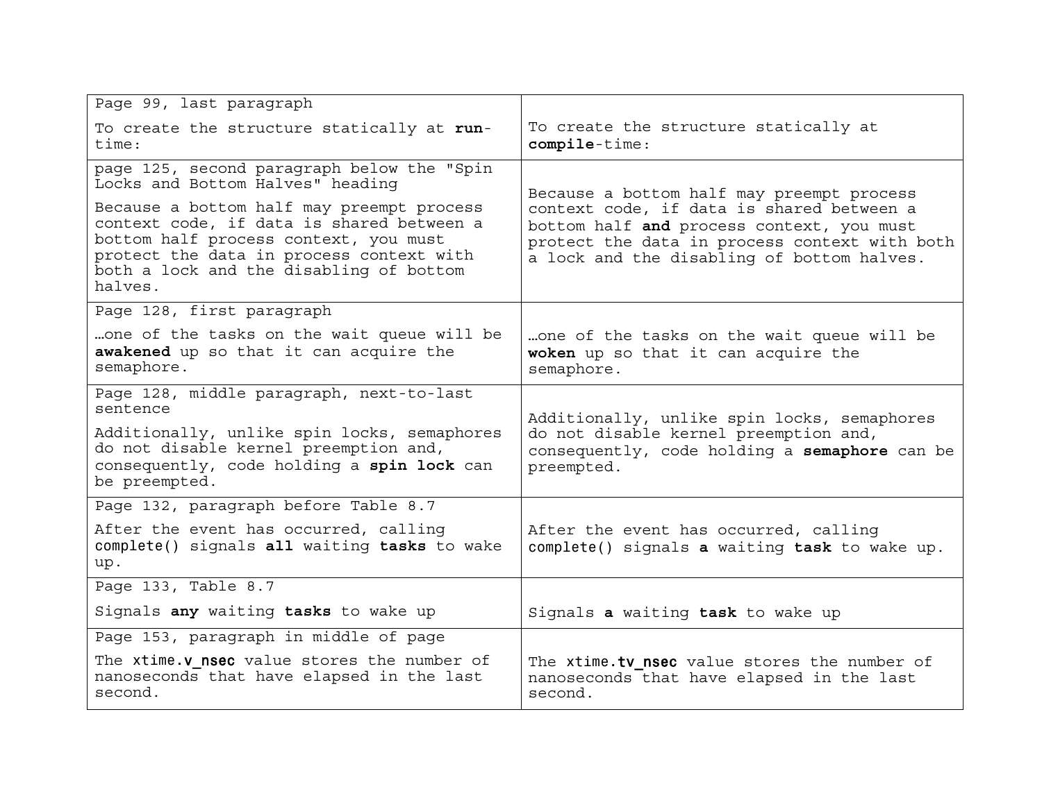| | |
|---|---|
| Page 99, last paragraph<br><br>To create the structure statically at **run**-time: | To create the structure statically at **compile**-time: |
| page 125, second paragraph below the "Spin Locks and Bottom Halves" heading<br><br>Because a bottom half may preempt process context code, if data is shared between a bottom half process context, you must protect the data in process context with both a lock and the disabling of bottom halves. | Because a bottom half may preempt process context code, if data is shared between a bottom half **and** process context, you must protect the data in process context with both a lock and the disabling of bottom halves. |
| Page 128, first paragraph<br><br>…one of the tasks on the wait queue will be **awakened** up so that it can acquire the semaphore. | …one of the tasks on the wait queue will be **woken** up so that it can acquire the semaphore. |
| Page 128, middle paragraph, next-to-last sentence<br><br>Additionally, unlike spin locks, semaphores do not disable kernel preemption and, consequently, code holding a **spin lock** can be preempted. | Additionally, unlike spin locks, semaphores do not disable kernel preemption and, consequently, code holding a **semaphore** can be preempted. |
| Page 132, paragraph before Table 8.7<br><br>After the event has occurred, calling complete() signals **all** waiting **tasks** to wake up. | After the event has occurred, calling complete() signals **a** waiting **task** to wake up. |
| Page 133, Table 8.7<br><br>Signals **any** waiting **tasks** to wake up | Signals **a** waiting **task** to wake up |
| Page 153, paragraph in middle of page<br><br>The xtime.**v_nsec** value stores the number of nanoseconds that have elapsed in the last second. | The xtime.**tv_nsec** value stores the number of nanoseconds that have elapsed in the last second. |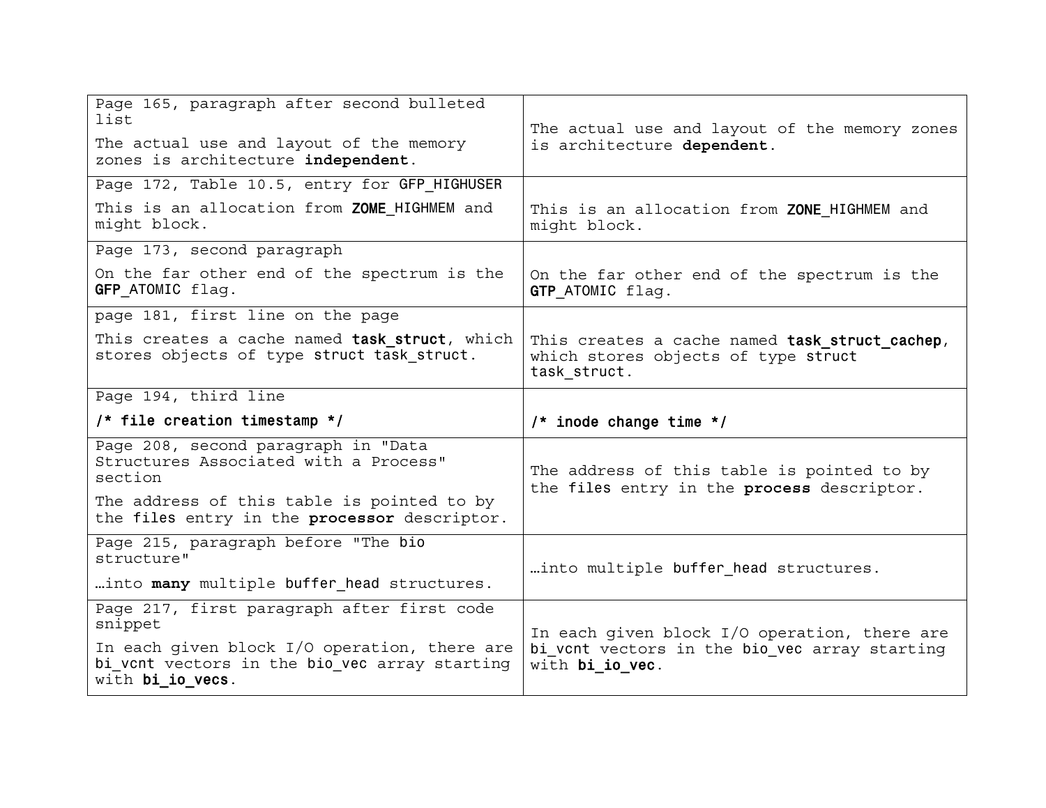| | |
|---|---|
| Page 165, paragraph after second bulleted list<br><br>The actual use and layout of the memory zones is architecture **independent**. | The actual use and layout of the memory zones is architecture **dependent**. |
| Page 172, Table 10.5, entry for `GFP_HIGHUSER`<br><br>This is an allocation from **`ZOME`**`_HIGHMEM` and might block. | This is an allocation from **`ZONE`**`_HIGHMEM` and might block. |
| Page 173, second paragraph<br><br>On the far other end of the spectrum is the **`GFP`**`_ATOMIC` flag. | On the far other end of the spectrum is the **`GTP`**`_ATOMIC` flag. |
| page 181, first line on the page<br><br>This creates a cache named **`task_struct`**, which stores objects of type `struct task_struct`. | This creates a cache named **`task_struct_cachep`**, which stores objects of type `struct task_struct`. |
| Page 194, third line<br><br>**`/* file creation timestamp */`** | **`/* inode change time */`** |
| Page 208, second paragraph in "Data Structures Associated with a Process" section<br><br>The address of this table is pointed to by the `files` entry in the **processor** descriptor. | The address of this table is pointed to by the `files` entry in the **process** descriptor. |
| Page 215, paragraph before "The `bio` structure"<br><br>…into **many** multiple `buffer_head` structures. | …into multiple `buffer_head` structures. |
| Page 217, first paragraph after first code snippet<br><br>In each given block I/O operation, there are `bi_vcnt` vectors in the `bio_vec` array starting with **`bi_io_vecs`**. | In each given block I/O operation, there are `bi_vcnt` vectors in the `bio_vec` array starting with **`bi_io_vec`**. |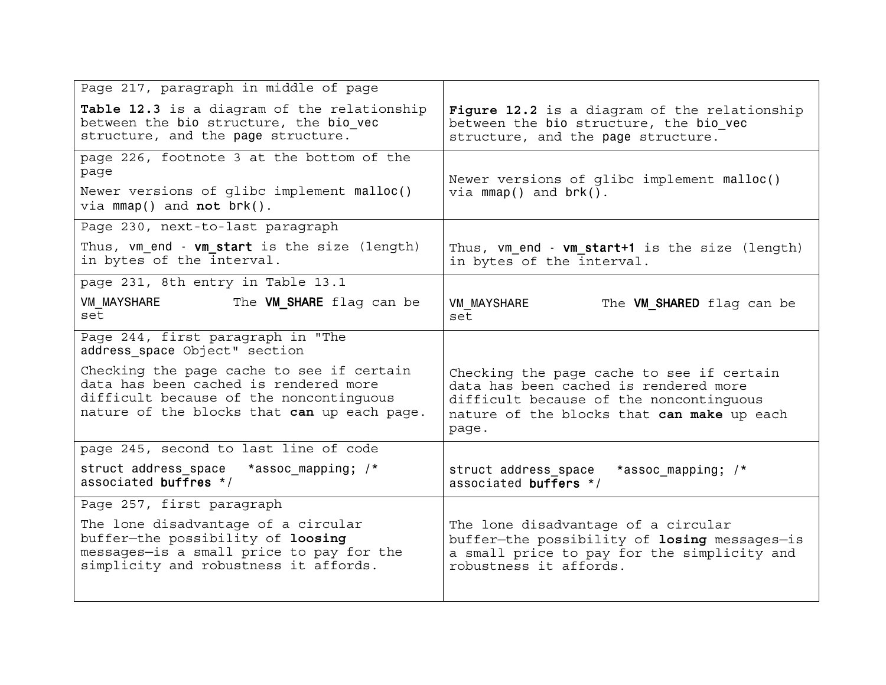| | |
|---|---|
| Page 217, paragraph in middle of page<br><br>**Table 12.3** is a diagram of the relationship between the bio structure, the bio_vec structure, and the page structure. | **Figure 12.2** is a diagram of the relationship between the bio structure, the bio_vec structure, and the page structure. |
| page 226, footnote 3 at the bottom of the page<br><br>Newer versions of glibc implement malloc() via mmap() and **not** brk(). | Newer versions of glibc implement malloc() via mmap() and brk(). |
| Page 230, next-to-last paragraph<br><br>Thus, vm_end - **vm_start** is the size (length) in bytes of the interval. | Thus, vm_end - **vm_start+1** is the size (length) in bytes of the interval. |
| page 231, 8th entry in Table 13.1<br><br>VM_MAYSHARE The **VM_SHARE** flag can be set | VM_MAYSHARE The **VM_SHARED** flag can be set |
| Page 244, first paragraph in "The address_space Object" section<br><br>Checking the page cache to see if certain data has been cached is rendered more difficult because of the noncontinguous nature of the blocks that **can** up each page. | Checking the page cache to see if certain data has been cached is rendered more difficult because of the noncontinguous nature of the blocks that **can make** up each page. |
| page 245, second to last line of code<br><br>`struct address_space *assoc_mapping; /* associated buffres */` | `struct address_space *assoc_mapping; /* associated buffers */` |
| Page 257, first paragraph<br><br>The lone disadvantage of a circular buffer—the possibility of **loosing** messages—is a small price to pay for the simplicity and robustness it affords. | The lone disadvantage of a circular buffer—the possibility of **losing** messages—is a small price to pay for the simplicity and robustness it affords. |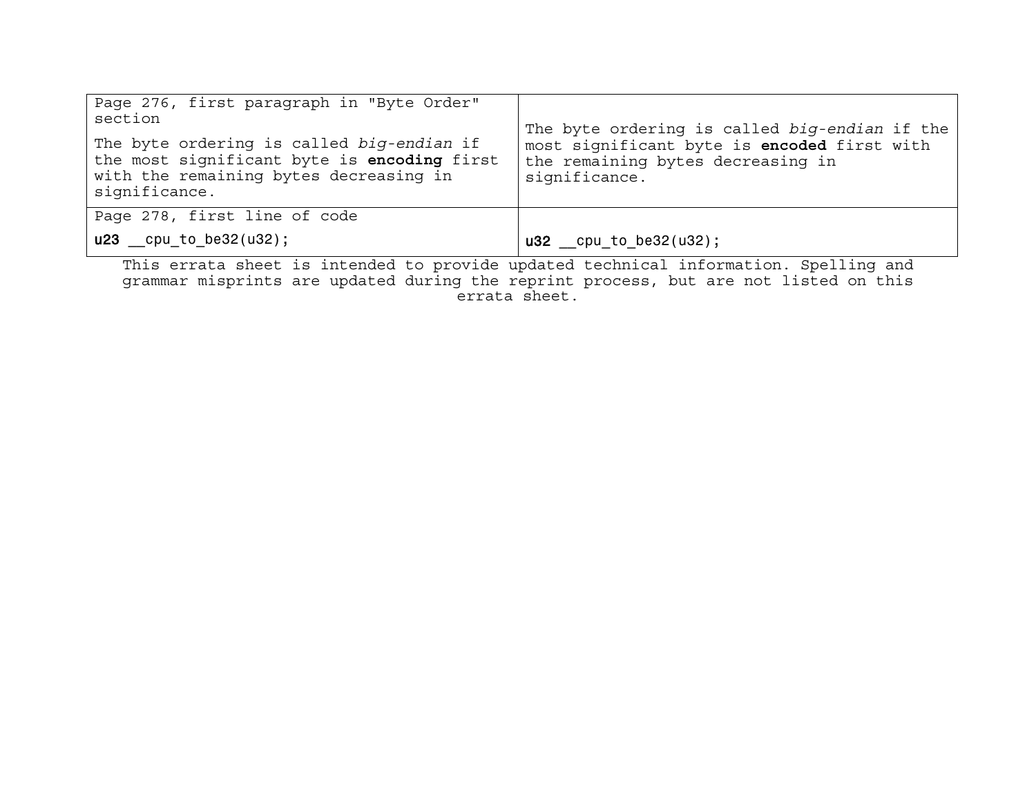| | |
|---|---|
| Page 276, first paragraph in "Byte Order" section<br><br>The byte ordering is called *big-endian* if the most significant byte is **encoding** first with the remaining bytes decreasing in significance. | The byte ordering is called *big-endian* if the most significant byte is **encoded** first with the remaining bytes decreasing in significance. |
| Page 278, first line of code<br><br>**u23** __cpu_to_be32(u32); | **u32** __cpu_to_be32(u32); |

This errata sheet is intended to provide updated technical information. Spelling and grammar misprints are updated during the reprint process, but are not listed on this errata sheet.